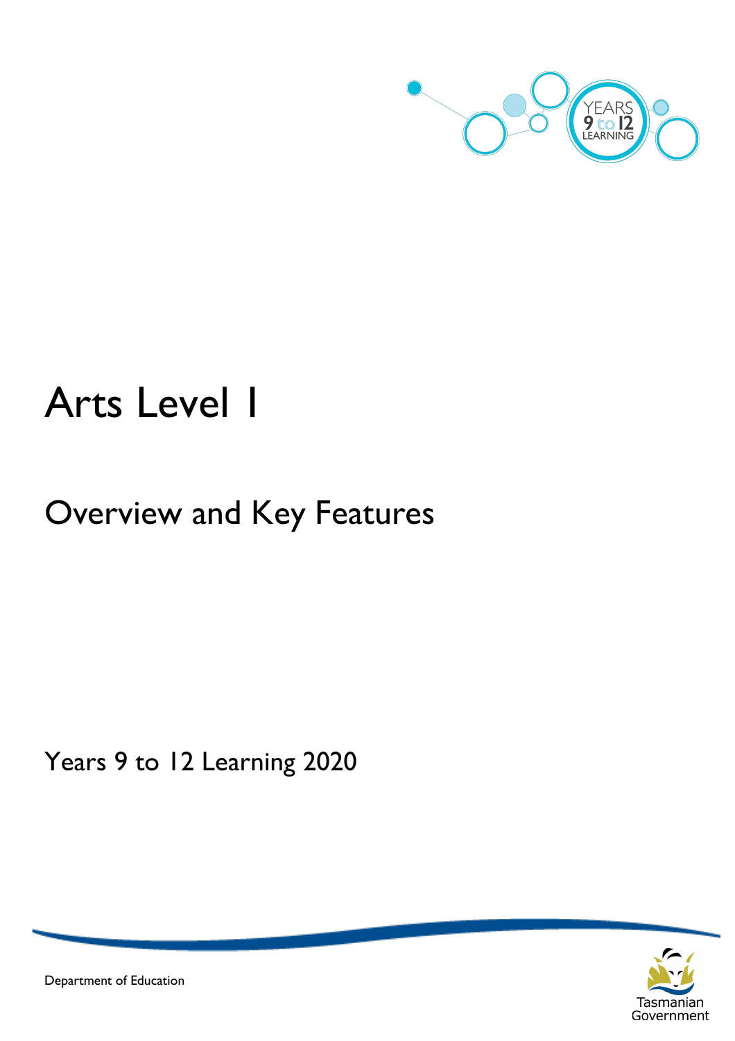# Arts Level 1

## Overview and Key Features

Years 9 to 12 Learning 2020

Department of Education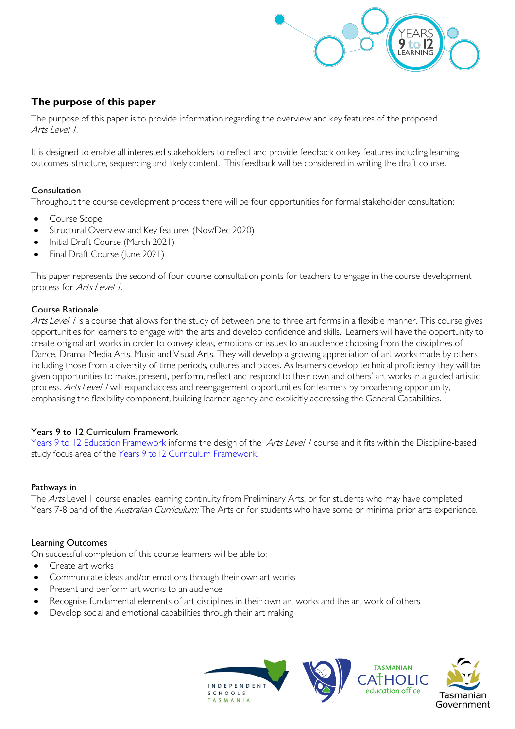## The purpose of this paper

The purpose of this paper is to provide information regarding the overview and key features of the proposed *Arts Level 1.*

It is designed to enable all interested stakeholders to reflect and provide feedback on key features including learning outcomes, structure, sequencing and likely content. This feedback will be considered in writing the draft course.

### Consultation

Throughout the course development process there will be four opportunities for formal stakeholder consultation:

- Course Scope
- Structural Overview and Key features (Nov/Dec 2020)
- Initial Draft Course (March 2021)
- Final Draft Course (June 2021)

This paper represents the second of four course consultation points for teachers to engage in the course development process for *Arts Level 1.*

### Course Rationale

*Arts Level 1* is a course that allows for the study of between one to three art forms in a flexible manner. This course gives opportunities for learners to engage with the arts and develop confidence and skills. Learners will have the opportunity to create original art works in order to convey ideas, emotions or issues to an audience choosing from the disciplines of Dance, Drama, Media Arts, Music and Visual Arts. They will develop a growing appreciation of art works made by others including those from a diversity of time periods, cultures and places. As learners develop technical proficiency they will be given opportunities to make, present, perform, reflect and respond to their own and others' art works in a guided artistic process. *Arts Level 1* will expand access and reengagement opportunities for learners by broadening opportunity, emphasising the flexibility component, building learner agency and explicitly addressing the General Capabilities.

### Years 9 to 12 Curriculum Framework

Years 9 to 12 Education Framework informs the design of the *Arts Level 1* course and it fits within the Discipline-based study focus area of the Years 9 to12 Curriculum Framework.

### Pathways in

The *Arts* Level 1 course enables learning continuity from Preliminary Arts, or for students who may have completed Years 7-8 band of the *Australian Curriculum:* The Arts or for students who have some or minimal prior arts experience.

### Learning Outcomes

On successful completion of this course learners will be able to:

- Create art works
- Communicate ideas and/or emotions through their own art works
- Present and perform art works to an audience
- Recognise fundamental elements of art disciplines in their own art works and the art work of others
- Develop social and emotional capabilities through their art making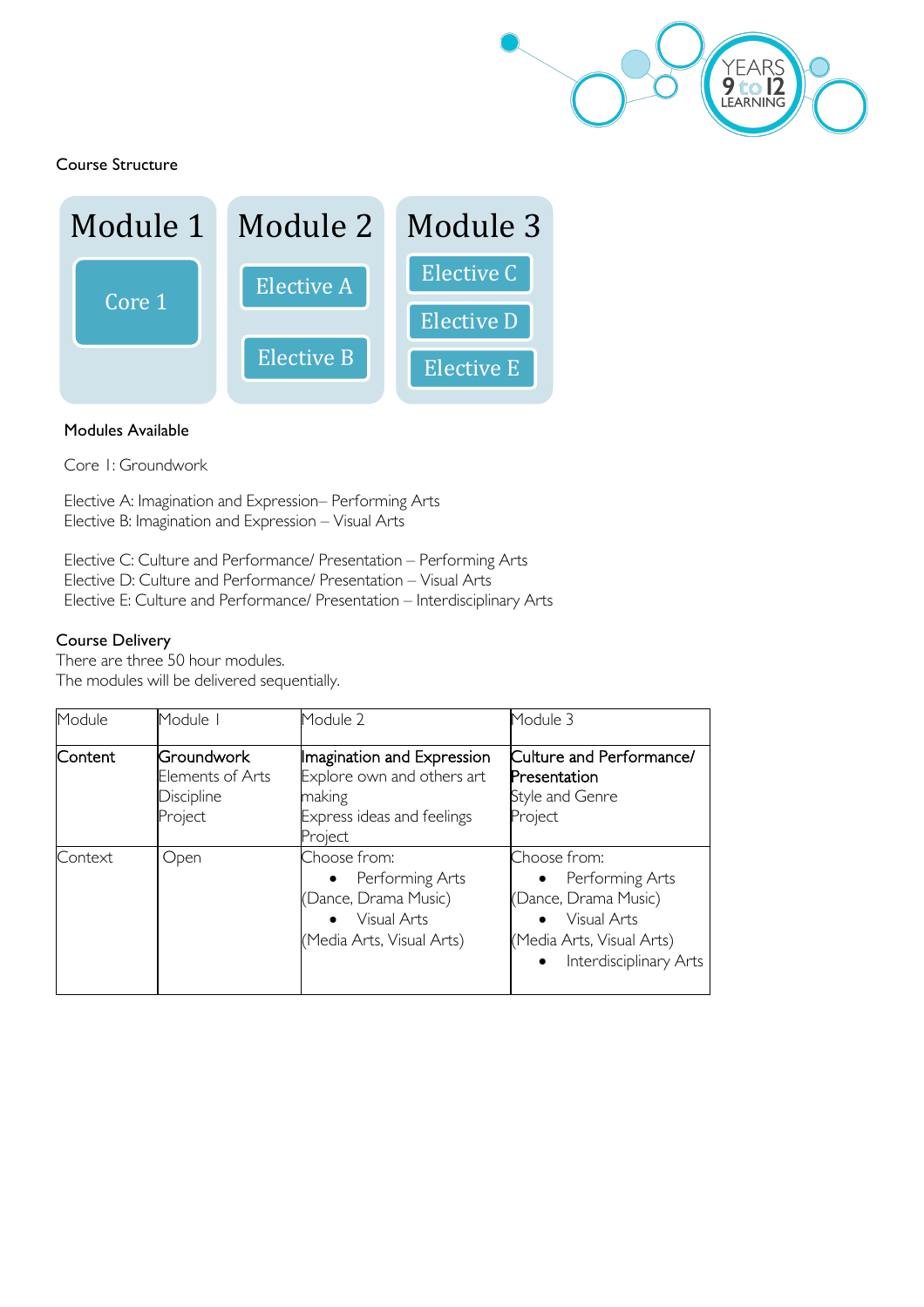Course Structure

Module 1
- Core 1

Module 2
- Elective A
- Elective B

Module 3
- Elective C
- Elective D
- Elective E

Modules Available

Core 1: Groundwork

Elective A: Imagination and Expression– Performing Arts
Elective B: Imagination and Expression – Visual Arts

Elective C: Culture and Performance/ Presentation – Performing Arts
Elective D: Culture and Performance/ Presentation – Visual Arts
Elective E: Culture and Performance/ Presentation – Interdisciplinary Arts

## Course Delivery

There are three 50 hour modules.
The modules will be delivered sequentially.

| Module | Module 1 | Module 2 | Module 3 |
|---|---|---|---|
| Content | Groundwork<br>Elements of Arts<br>Discipline<br>Project | Imagination and Expression<br>Explore own and others art making<br>Express ideas and feelings<br>Project | Culture and Performance/ Presentation<br>Style and Genre<br>Project |
| Context | Open | Choose from:<br>• Performing Arts (Dance, Drama Music)<br>• Visual Arts (Media Arts, Visual Arts) | Choose from:<br>• Performing Arts (Dance, Drama Music)<br>• Visual Arts (Media Arts, Visual Arts)<br>• Interdisciplinary Arts |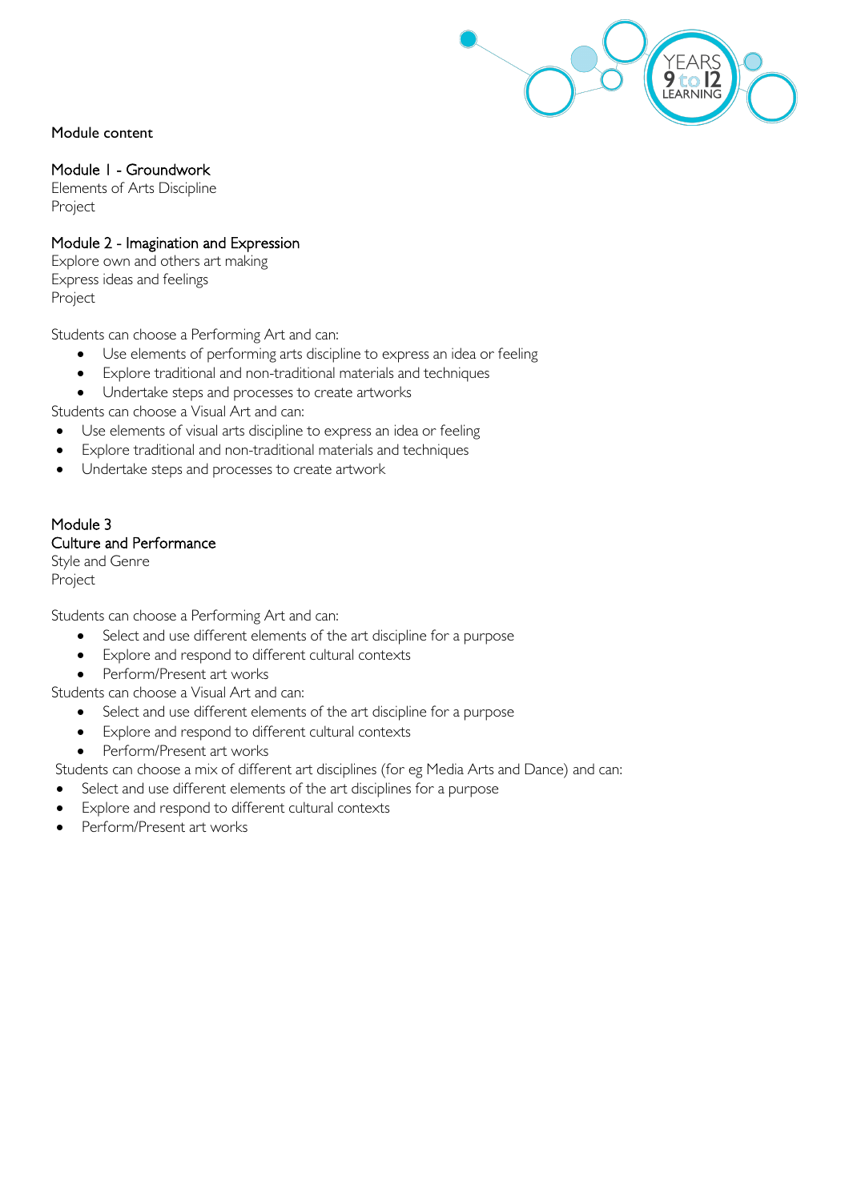Module content

## Module 1 - Groundwork

Elements of Arts Discipline
Project

## Module 2 - Imagination and Expression

Explore own and others art making
Express ideas and feelings
Project

Students can choose a Performing Art and can:

- Use elements of performing arts discipline to express an idea or feeling
- Explore traditional and non-traditional materials and techniques
- Undertake steps and processes to create artworks

Students can choose a Visual Art and can:

- Use elements of visual arts discipline to express an idea or feeling
- Explore traditional and non-traditional materials and techniques
- Undertake steps and processes to create artwork

## Module 3
## Culture and Performance

Style and Genre
Project

Students can choose a Performing Art and can:

- Select and use different elements of the art discipline for a purpose
- Explore and respond to different cultural contexts
- Perform/Present art works

Students can choose a Visual Art and can:

- Select and use different elements of the art discipline for a purpose
- Explore and respond to different cultural contexts
- Perform/Present art works

Students can choose a mix of different art disciplines (for eg Media Arts and Dance) and can:

- Select and use different elements of the art disciplines for a purpose
- Explore and respond to different cultural contexts
- Perform/Present art works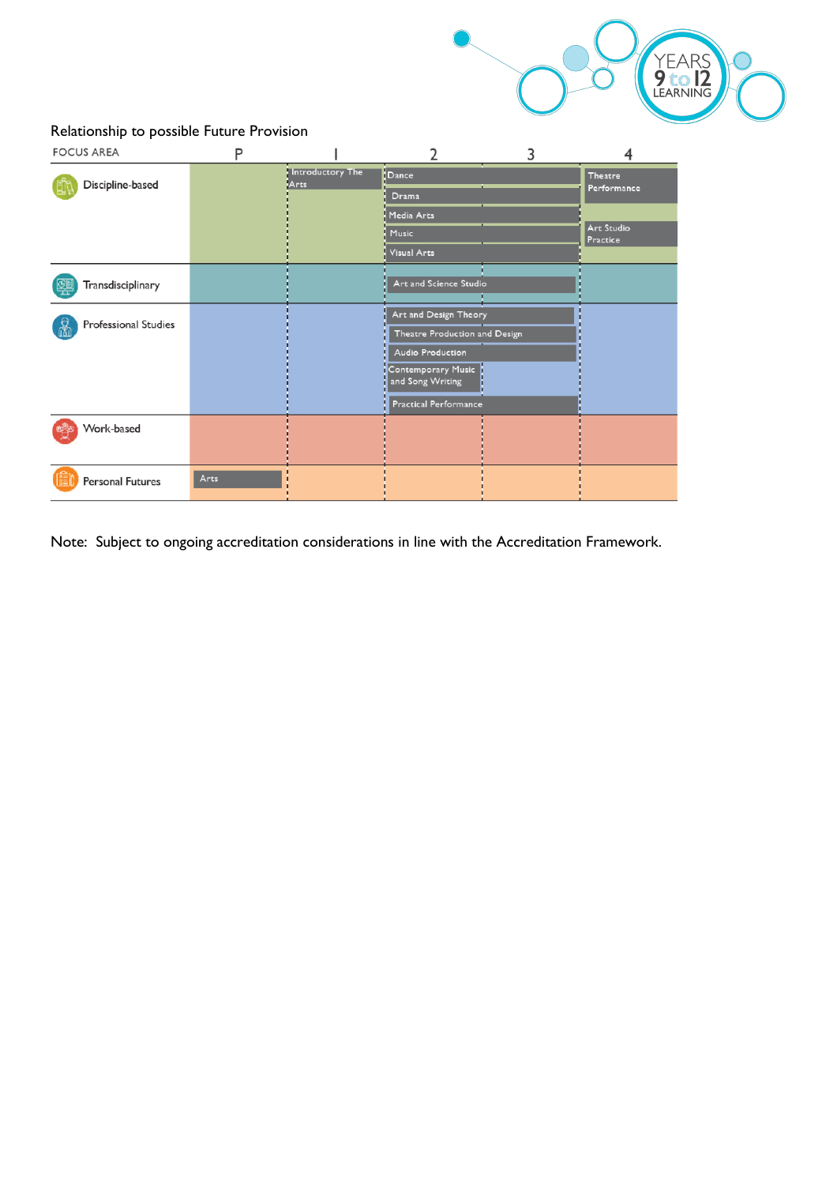Relationship to possible Future Provision

| FOCUS AREA | P | 1 | 2 | 3 | 4 |
| --- | --- | --- | --- | --- | --- |
| Discipline-based | | Introductory The Arts | Dance | | Theatre Performance |
| | | | Drama | | |
| | | | Media Arts | | Art Studio Practice |
| | | | Music | | |
| | | | Visual Arts | | |
| Transdisciplinary | | | Art and Science Studio | | |
| Professional Studies | | | Art and Design Theory | | |
| | | | Theatre Production and Design | | |
| | | | Audio Production | | |
| | | | Contemporary Music and Song Writing | | |
| | | | Practical Performance | | |
| Work-based | | | | | |
| Personal Futures | Arts | | | | |

Note: Subject to ongoing accreditation considerations in line with the Accreditation Framework.